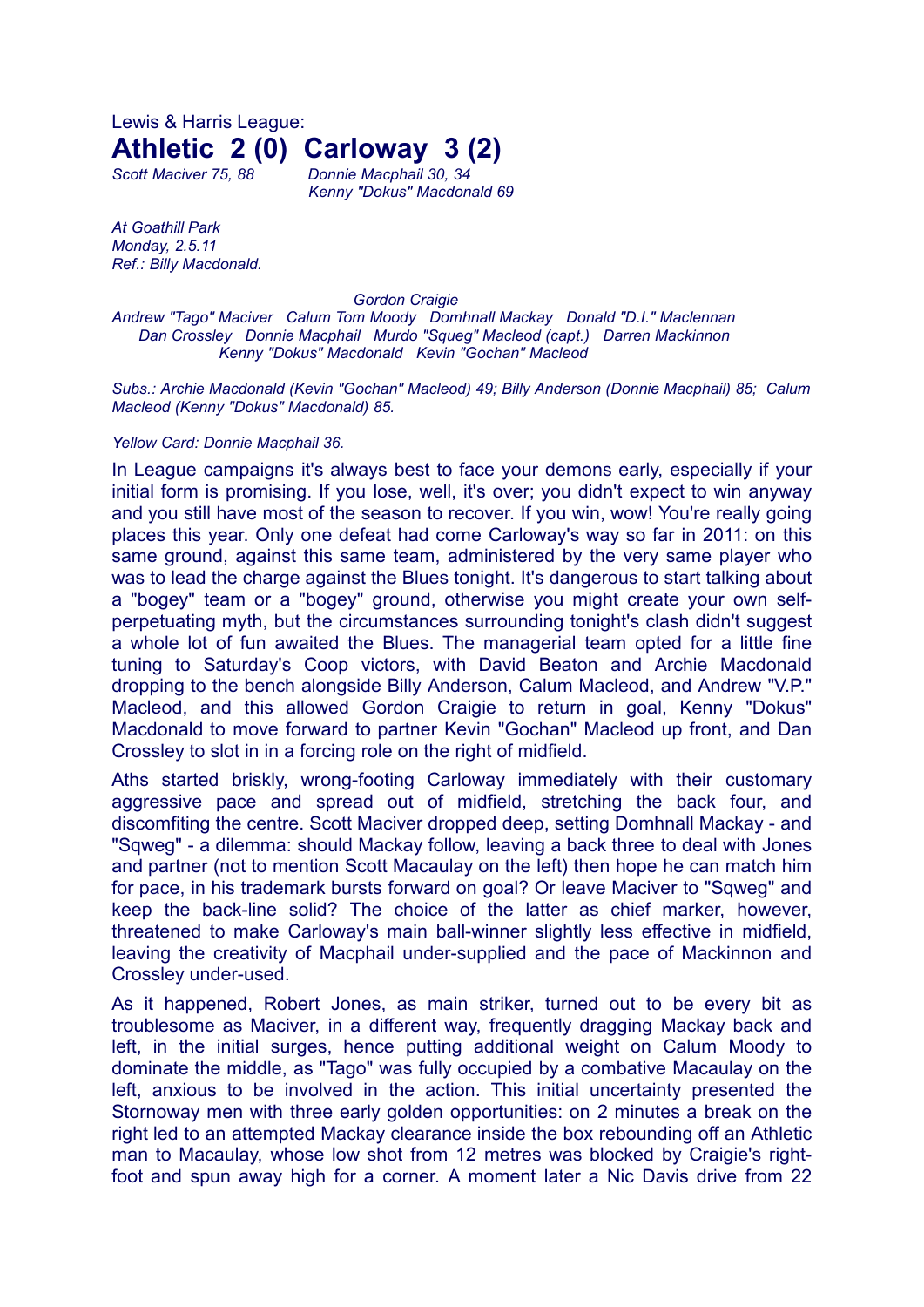Lewis & Harris League:

# Athletic 2 (0) Carloway 3 (2)

*Scott Maciver 75, 88* — *Donnie Macphail 30, 34*
*Kenny "Dokus" Macdonald 69*

*At Goathill Park*
*Monday, 2.5.11*
*Ref.: Billy Macdonald.*

*Gordon Craigie*
*Andrew "Tago" Maciver   Calum Tom Moody   Domhnall Mackay   Donald "D.I." Maclennan*
*Dan Crossley   Donnie Macphail   Murdo "Sqweg" Macleod (capt.)   Darren Mackinnon*
*Kenny "Dokus" Macdonald   Kevin "Gochan" Macleod*

*Subs.: Archie Macdonald (Kevin "Gochan" Macleod) 49; Billy Anderson (Donnie Macphail) 85; Calum Macleod (Kenny "Dokus" Macdonald) 85.*

*Yellow Card: Donnie Macphail 36.*

In League campaigns it's always best to face your demons early, especially if your initial form is promising. If you lose, well, it's over; you didn't expect to win anyway and you still have most of the season to recover. If you win, wow! You're really going places this year. Only one defeat had come Carloway's way so far in 2011: on this same ground, against this same team, administered by the very same player who was to lead the charge against the Blues tonight. It's dangerous to start talking about a "bogey" team or a "bogey" ground, otherwise you might create your own self-perpetuating myth, but the circumstances surrounding tonight's clash didn't suggest a whole lot of fun awaited the Blues. The managerial team opted for a little fine tuning to Saturday's Coop victors, with David Beaton and Archie Macdonald dropping to the bench alongside Billy Anderson, Calum Macleod, and Andrew "V.P." Macleod, and this allowed Gordon Craigie to return in goal, Kenny "Dokus" Macdonald to move forward to partner Kevin "Gochan" Macleod up front, and Dan Crossley to slot in in a forcing role on the right of midfield.

Aths started briskly, wrong-footing Carloway immediately with their customary aggressive pace and spread out of midfield, stretching the back four, and discomfiting the centre. Scott Maciver dropped deep, setting Domhnall Mackay - and "Sqweg" - a dilemma: should Mackay follow, leaving a back three to deal with Jones and partner (not to mention Scott Macaulay on the left) then hope he can match him for pace, in his trademark bursts forward on goal? Or leave Maciver to "Sqweg" and keep the back-line solid? The choice of the latter as chief marker, however, threatened to make Carloway's main ball-winner slightly less effective in midfield, leaving the creativity of Macphail under-supplied and the pace of Mackinnon and Crossley under-used.

As it happened, Robert Jones, as main striker, turned out to be every bit as troublesome as Maciver, in a different way, frequently dragging Mackay back and left, in the initial surges, hence putting additional weight on Calum Moody to dominate the middle, as "Tago" was fully occupied by a combative Macaulay on the left, anxious to be involved in the action. This initial uncertainty presented the Stornoway men with three early golden opportunities: on 2 minutes a break on the right led to an attempted Mackay clearance inside the box rebounding off an Athletic man to Macaulay, whose low shot from 12 metres was blocked by Craigie's right-foot and spun away high for a corner. A moment later a Nic Davis drive from 22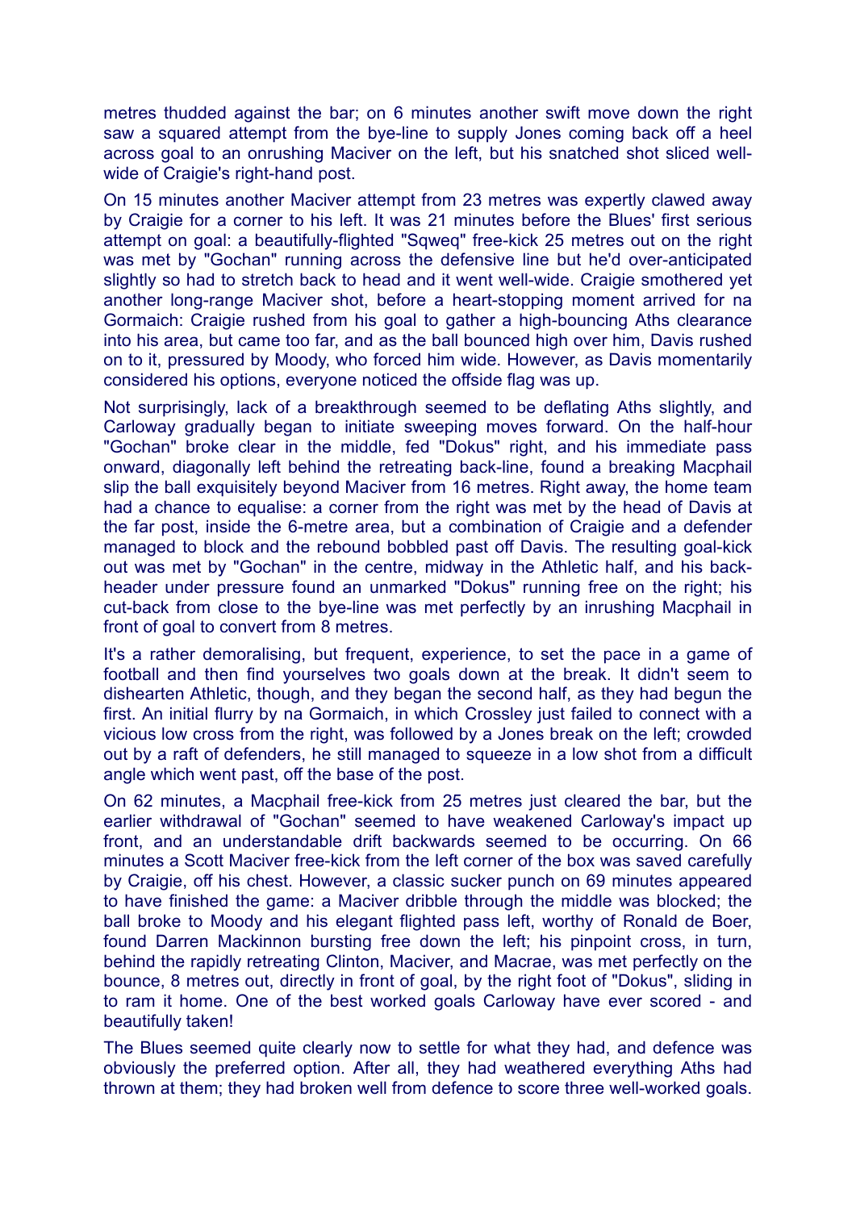metres thudded against the bar; on 6 minutes another swift move down the right saw a squared attempt from the bye-line to supply Jones coming back off a heel across goal to an onrushing Maciver on the left, but his snatched shot sliced well-wide of Craigie's right-hand post.

On 15 minutes another Maciver attempt from 23 metres was expertly clawed away by Craigie for a corner to his left. It was 21 minutes before the Blues' first serious attempt on goal: a beautifully-flighted "Sqweq" free-kick 25 metres out on the right was met by "Gochan" running across the defensive line but he'd over-anticipated slightly so had to stretch back to head and it went well-wide. Craigie smothered yet another long-range Maciver shot, before a heart-stopping moment arrived for na Gormaich: Craigie rushed from his goal to gather a high-bouncing Aths clearance into his area, but came too far, and as the ball bounced high over him, Davis rushed on to it, pressured by Moody, who forced him wide. However, as Davis momentarily considered his options, everyone noticed the offside flag was up.

Not surprisingly, lack of a breakthrough seemed to be deflating Aths slightly, and Carloway gradually began to initiate sweeping moves forward. On the half-hour "Gochan" broke clear in the middle, fed "Dokus" right, and his immediate pass onward, diagonally left behind the retreating back-line, found a breaking Macphail slip the ball exquisitely beyond Maciver from 16 metres. Right away, the home team had a chance to equalise: a corner from the right was met by the head of Davis at the far post, inside the 6-metre area, but a combination of Craigie and a defender managed to block and the rebound bobbled past off Davis. The resulting goal-kick out was met by "Gochan" in the centre, midway in the Athletic half, and his back-header under pressure found an unmarked "Dokus" running free on the right; his cut-back from close to the bye-line was met perfectly by an inrushing Macphail in front of goal to convert from 8 metres.

It's a rather demoralising, but frequent, experience, to set the pace in a game of football and then find yourselves two goals down at the break. It didn't seem to dishearten Athletic, though, and they began the second half, as they had begun the first. An initial flurry by na Gormaich, in which Crossley just failed to connect with a vicious low cross from the right, was followed by a Jones break on the left; crowded out by a raft of defenders, he still managed to squeeze in a low shot from a difficult angle which went past, off the base of the post.

On 62 minutes, a Macphail free-kick from 25 metres just cleared the bar, but the earlier withdrawal of "Gochan" seemed to have weakened Carloway's impact up front, and an understandable drift backwards seemed to be occurring. On 66 minutes a Scott Maciver free-kick from the left corner of the box was saved carefully by Craigie, off his chest. However, a classic sucker punch on 69 minutes appeared to have finished the game: a Maciver dribble through the middle was blocked; the ball broke to Moody and his elegant flighted pass left, worthy of Ronald de Boer, found Darren Mackinnon bursting free down the left; his pinpoint cross, in turn, behind the rapidly retreating Clinton, Maciver, and Macrae, was met perfectly on the bounce, 8 metres out, directly in front of goal, by the right foot of "Dokus", sliding in to ram it home. One of the best worked goals Carloway have ever scored - and beautifully taken!

The Blues seemed quite clearly now to settle for what they had, and defence was obviously the preferred option. After all, they had weathered everything Aths had thrown at them; they had broken well from defence to score three well-worked goals.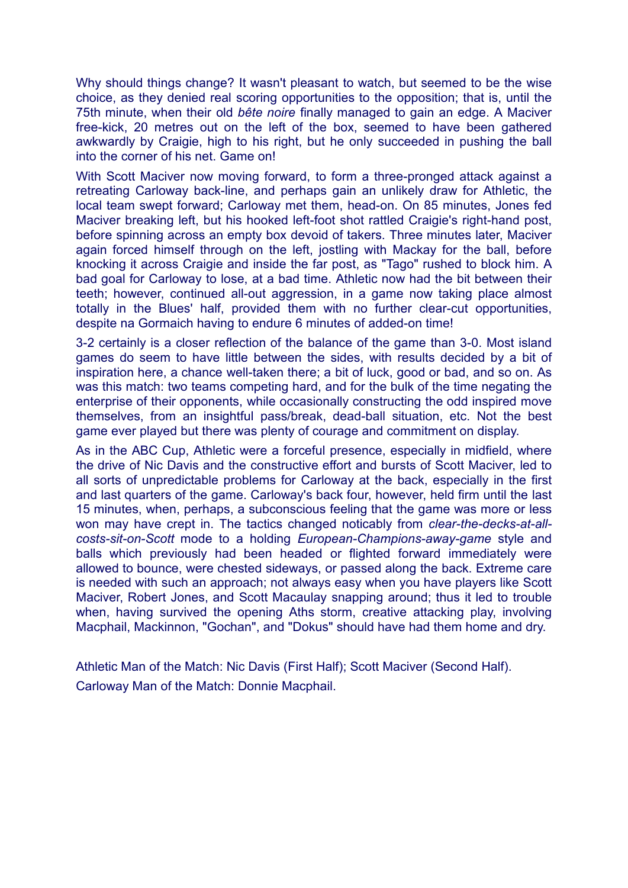Why should things change? It wasn't pleasant to watch, but seemed to be the wise choice, as they denied real scoring opportunities to the opposition; that is, until the 75th minute, when their old *bête noire* finally managed to gain an edge. A Maciver free-kick, 20 metres out on the left of the box, seemed to have been gathered awkwardly by Craigie, high to his right, but he only succeeded in pushing the ball into the corner of his net. Game on!

With Scott Maciver now moving forward, to form a three-pronged attack against a retreating Carloway back-line, and perhaps gain an unlikely draw for Athletic, the local team swept forward; Carloway met them, head-on. On 85 minutes, Jones fed Maciver breaking left, but his hooked left-foot shot rattled Craigie's right-hand post, before spinning across an empty box devoid of takers. Three minutes later, Maciver again forced himself through on the left, jostling with Mackay for the ball, before knocking it across Craigie and inside the far post, as "Tago" rushed to block him. A bad goal for Carloway to lose, at a bad time. Athletic now had the bit between their teeth; however, continued all-out aggression, in a game now taking place almost totally in the Blues' half, provided them with no further clear-cut opportunities, despite na Gormaich having to endure 6 minutes of added-on time!

3-2 certainly is a closer reflection of the balance of the game than 3-0. Most island games do seem to have little between the sides, with results decided by a bit of inspiration here, a chance well-taken there; a bit of luck, good or bad, and so on. As was this match: two teams competing hard, and for the bulk of the time negating the enterprise of their opponents, while occasionally constructing the odd inspired move themselves, from an insightful pass/break, dead-ball situation, etc. Not the best game ever played but there was plenty of courage and commitment on display.

As in the ABC Cup, Athletic were a forceful presence, especially in midfield, where the drive of Nic Davis and the constructive effort and bursts of Scott Maciver, led to all sorts of unpredictable problems for Carloway at the back, especially in the first and last quarters of the game. Carloway's back four, however, held firm until the last 15 minutes, when, perhaps, a subconscious feeling that the game was more or less won may have crept in. The tactics changed noticably from *clear-the-decks-at-all-costs-sit-on-Scott* mode to a holding *European-Champions-away-game* style and balls which previously had been headed or flighted forward immediately were allowed to bounce, were chested sideways, or passed along the back. Extreme care is needed with such an approach; not always easy when you have players like Scott Maciver, Robert Jones, and Scott Macaulay snapping around; thus it led to trouble when, having survived the opening Aths storm, creative attacking play, involving Macphail, Mackinnon, "Gochan", and "Dokus" should have had them home and dry.

Athletic Man of the Match: Nic Davis (First Half); Scott Maciver (Second Half).

Carloway Man of the Match: Donnie Macphail.